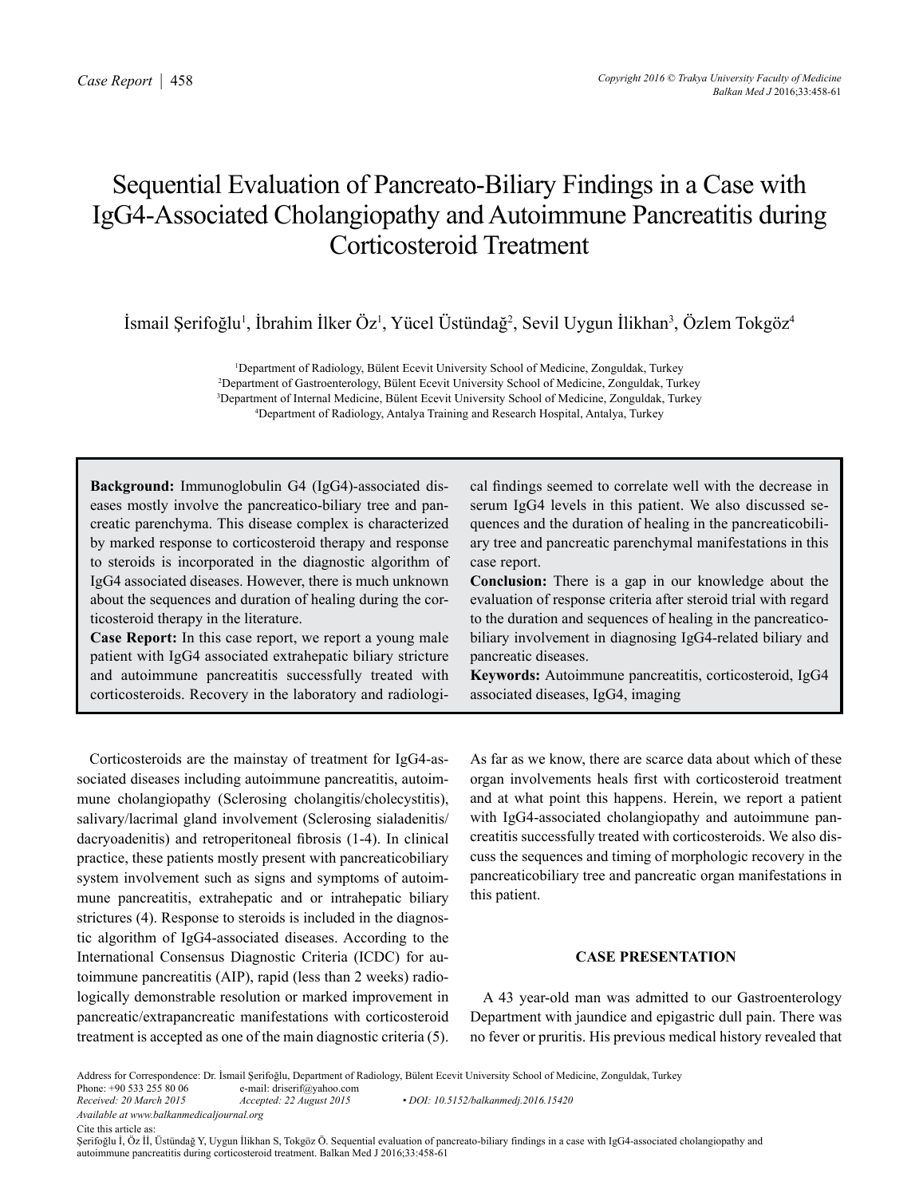Case Report

# Sequential Evaluation of Pancreato-Biliary Findings in a Case with IgG4-Associated Cholangiopathy and Autoimmune Pancreatitis during Corticosteroid Treatment

İsmail Şerifoğlu[1], İbrahim İlker Öz[1], Yücel Üstündağ[2], Sevil Uygun İlikhan[3], Özlem Tokgöz[4]

[1]Department of Radiology, Bülent Ecevit University School of Medicine, Zonguldak, Turkey
[2]Department of Gastroenterology, Bülent Ecevit University School of Medicine, Zonguldak, Turkey
[3]Department of Internal Medicine, Bülent Ecevit University School of Medicine, Zonguldak, Turkey
[4]Department of Radiology, Antalya Training and Research Hospital, Antalya, Turkey

**Background:** Immunoglobulin G4 (IgG4)-associated diseases mostly involve the pancreatico-biliary tree and pancreatic parenchyma. This disease complex is characterized by marked response to corticosteroid therapy and response to steroids is incorporated in the diagnostic algorithm of IgG4 associated diseases. However, there is much unknown about the sequences and duration of healing during the corticosteroid therapy in the literature.

**Case Report:** In this case report, we report a young male patient with IgG4 associated extrahepatic biliary stricture and autoimmune pancreatitis successfully treated with corticosteroids. Recovery in the laboratory and radiological findings seemed to correlate well with the decrease in serum IgG4 levels in this patient. We also discussed sequences and the duration of healing in the pancreaticobiliary tree and pancreatic parenchymal manifestations in this case report.

**Conclusion:** There is a gap in our knowledge about the evaluation of response criteria after steroid trial with regard to the duration and sequences of healing in the pancreaticobiliary involvement in diagnosing IgG4-related biliary and pancreatic diseases.

**Keywords:** Autoimmune pancreatitis, corticosteroid, IgG4 associated diseases, IgG4, imaging

Corticosteroids are the mainstay of treatment for IgG4-associated diseases including autoimmune pancreatitis, autoimmune cholangiopathy (Sclerosing cholangitis/cholecystitis), salivary/lacrimal gland involvement (Sclerosing sialadenitis/dacryoadenitis) and retroperitoneal fibrosis (1-4). In clinical practice, these patients mostly present with pancreaticobiliary system involvement such as signs and symptoms of autoimmune pancreatitis, extrahepatic and or intrahepatic biliary strictures (4). Response to steroids is included in the diagnostic algorithm of IgG4-associated diseases. According to the International Consensus Diagnostic Criteria (ICDC) for autoimmune pancreatitis (AIP), rapid (less than 2 weeks) radiologically demonstrable resolution or marked improvement in pancreatic/extrapancreatic manifestations with corticosteroid treatment is accepted as one of the main diagnostic criteria (5). As far as we know, there are scarce data about which of these organ involvements heals first with corticosteroid treatment and at what point this happens. Herein, we report a patient with IgG4-associated cholangiopathy and autoimmune pancreatitis successfully treated with corticosteroids. We also discuss the sequences and timing of morphologic recovery in the pancreaticobiliary tree and pancreatic organ manifestations in this patient.

## CASE PRESENTATION

A 43 year-old man was admitted to our Gastroenterology Department with jaundice and epigastric dull pain. There was no fever or pruritis. His previous medical history revealed that

Address for Correspondence: Dr. İsmail Şerifoğlu, Department of Radiology, Bülent Ecevit University School of Medicine, Zonguldak, Turkey
Phone: +90 533 255 80 06 e-mail: driserif@yahoo.com
*Received: 20 March 2015* *Accepted: 22 August 2015* • *DOI: 10.5152/balkanmedj.2016.15420*
*Available at www.balkanmedicaljournal.org*
Cite this article as:
Şerifoğlu İ, Öz İİ, Üstündağ Y, Uygun İlikhan S, Tokgöz Ö. Sequential evaluation of pancreato-biliary findings in a case with IgG4-associated cholangiopathy and autoimmune pancreatitis during corticosteroid treatment. Balkan Med J 2016;33:458-61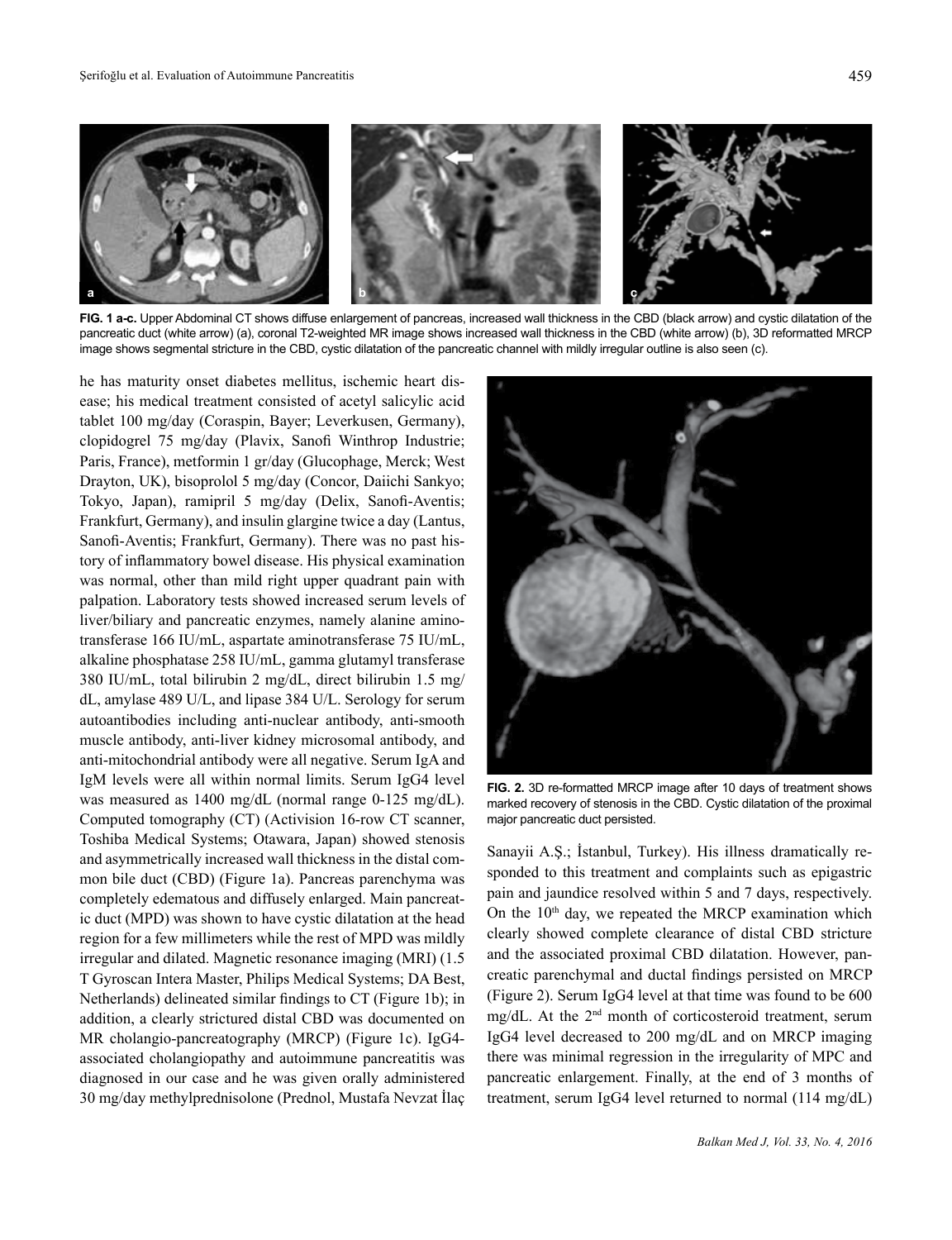FIG. 1 a-c. Upper Abdominal CT shows diffuse enlargement of pancreas, increased wall thickness in the CBD (black arrow) and cystic dilatation of the pancreatic duct (white arrow) (a), coronal T2-weighted MR image shows increased wall thickness in the CBD (white arrow) (b), 3D reformatted MRCP image shows segmental stricture in the CBD, cystic dilatation of the pancreatic channel with mildly irregular outline is also seen (c).

he has maturity onset diabetes mellitus, ischemic heart disease; his medical treatment consisted of acetyl salicylic acid tablet 100 mg/day (Coraspin, Bayer; Leverkusen, Germany), clopidogrel 75 mg/day (Plavix, Sanofi Winthrop Industrie; Paris, France), metformin 1 gr/day (Glucophage, Merck; West Drayton, UK), bisoprolol 5 mg/day (Concor, Daiichi Sankyo; Tokyo, Japan), ramipril 5 mg/day (Delix, Sanofi-Aventis; Frankfurt, Germany), and insulin glargine twice a day (Lantus, Sanofi-Aventis; Frankfurt, Germany). There was no past history of inflammatory bowel disease. His physical examination was normal, other than mild right upper quadrant pain with palpation. Laboratory tests showed increased serum levels of liver/biliary and pancreatic enzymes, namely alanine aminotransferase 166 IU/mL, aspartate aminotransferase 75 IU/mL, alkaline phosphatase 258 IU/mL, gamma glutamyl transferase 380 IU/mL, total bilirubin 2 mg/dL, direct bilirubin 1.5 mg/dL, amylase 489 U/L, and lipase 384 U/L. Serology for serum autoantibodies including anti-nuclear antibody, anti-smooth muscle antibody, anti-liver kidney microsomal antibody, and anti-mitochondrial antibody were all negative. Serum IgA and IgM levels were all within normal limits. Serum IgG4 level was measured as 1400 mg/dL (normal range 0-125 mg/dL). Computed tomography (CT) (Activision 16-row CT scanner, Toshiba Medical Systems; Otawara, Japan) showed stenosis and asymmetrically increased wall thickness in the distal common bile duct (CBD) (Figure 1a). Pancreas parenchyma was completely edematous and diffusely enlarged. Main pancreatic duct (MPD) was shown to have cystic dilatation at the head region for a few millimeters while the rest of MPD was mildly irregular and dilated. Magnetic resonance imaging (MRI) (1.5 T Gyroscan Intera Master, Philips Medical Systems; DA Best, Netherlands) delineated similar findings to CT (Figure 1b); in addition, a clearly strictured distal CBD was documented on MR cholangio-pancreatography (MRCP) (Figure 1c). IgG4-associated cholangiopathy and autoimmune pancreatitis was diagnosed in our case and he was given orally administered 30 mg/day methylprednisolone (Prednol, Mustafa Nevzat İlaç Sanayii A.Ş.; İstanbul, Turkey). His illness dramatically responded to this treatment and complaints such as epigastric pain and jaundice resolved within 5 and 7 days, respectively. On the 10th day, we repeated the MRCP examination which clearly showed complete clearance of distal CBD stricture and the associated proximal CBD dilatation. However, pancreatic parenchymal and ductal findings persisted on MRCP (Figure 2). Serum IgG4 level at that time was found to be 600 mg/dL. At the 2nd month of corticosteroid treatment, serum IgG4 level decreased to 200 mg/dL and on MRCP imaging there was minimal regression in the irregularity of MPC and pancreatic enlargement. Finally, at the end of 3 months of treatment, serum IgG4 level returned to normal (114 mg/dL)

FIG. 2. 3D re-formatted MRCP image after 10 days of treatment shows marked recovery of stenosis in the CBD. Cystic dilatation of the proximal major pancreatic duct persisted.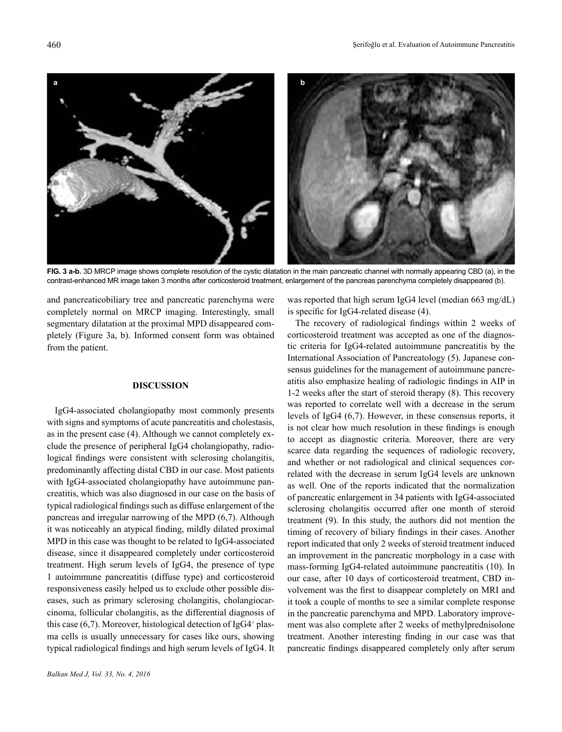FIG. 3 a-b. 3D MRCP image shows complete resolution of the cystic dilatation in the main pancreatic channel with normally appearing CBD (a), in the contrast-enhanced MR image taken 3 months after corticosteroid treatment, enlargement of the pancreas parenchyma completely disappeared (b).

and pancreaticobiliary tree and pancreatic parenchyma were completely normal on MRCP imaging. Interestingly, small segmentary dilatation at the proximal MPD disappeared completely (Figure 3a, b). Informed consent form was obtained from the patient.

## DISCUSSION

IgG4-associated cholangiopathy most commonly presents with signs and symptoms of acute pancreatitis and cholestasis, as in the present case (4). Although we cannot completely exclude the presence of peripheral IgG4 cholangiopathy, radiological findings were consistent with sclerosing cholangitis, predominantly affecting distal CBD in our case. Most patients with IgG4-associated cholangiopathy have autoimmune pancreatitis, which was also diagnosed in our case on the basis of typical radiological findings such as diffuse enlargement of the pancreas and irregular narrowing of the MPD (6,7). Although it was noticeably an atypical finding, mildly dilated proximal MPD in this case was thought to be related to IgG4-associated disease, since it disappeared completely under corticosteroid treatment. High serum levels of IgG4, the presence of type 1 autoimmune pancreatitis (diffuse type) and corticosteroid responsiveness easily helped us to exclude other possible diseases, such as primary sclerosing cholangitis, cholangiocarcinoma, follicular cholangitis, as the differential diagnosis of this case (6,7). Moreover, histological detection of IgG4+ plasma cells is usually unnecessary for cases like ours, showing typical radiological findings and high serum levels of IgG4. It was reported that high serum IgG4 level (median 663 mg/dL) is specific for IgG4-related disease (4).

The recovery of radiological findings within 2 weeks of corticosteroid treatment was accepted as one of the diagnostic criteria for IgG4-related autoimmune pancreatitis by the International Association of Pancreatology (5). Japanese consensus guidelines for the management of autoimmune pancreatitis also emphasize healing of radiologic findings in AIP in 1-2 weeks after the start of steroid therapy (8). This recovery was reported to correlate well with a decrease in the serum levels of IgG4 (6,7). However, in these consensus reports, it is not clear how much resolution in these findings is enough to accept as diagnostic criteria. Moreover, there are very scarce data regarding the sequences of radiologic recovery, and whether or not radiological and clinical sequences correlated with the decrease in serum IgG4 levels are unknown as well. One of the reports indicated that the normalization of pancreatic enlargement in 34 patients with IgG4-associated sclerosing cholangitis occurred after one month of steroid treatment (9). In this study, the authors did not mention the timing of recovery of biliary findings in their cases. Another report indicated that only 2 weeks of steroid treatment induced an improvement in the pancreatic morphology in a case with mass-forming IgG4-related autoimmune pancreatitis (10). In our case, after 10 days of corticosteroid treatment, CBD involvement was the first to disappear completely on MRI and it took a couple of months to see a similar complete response in the pancreatic parenchyma and MPD. Laboratory improvement was also complete after 2 weeks of methylprednisolone treatment. Another interesting finding in our case was that pancreatic findings disappeared completely only after serum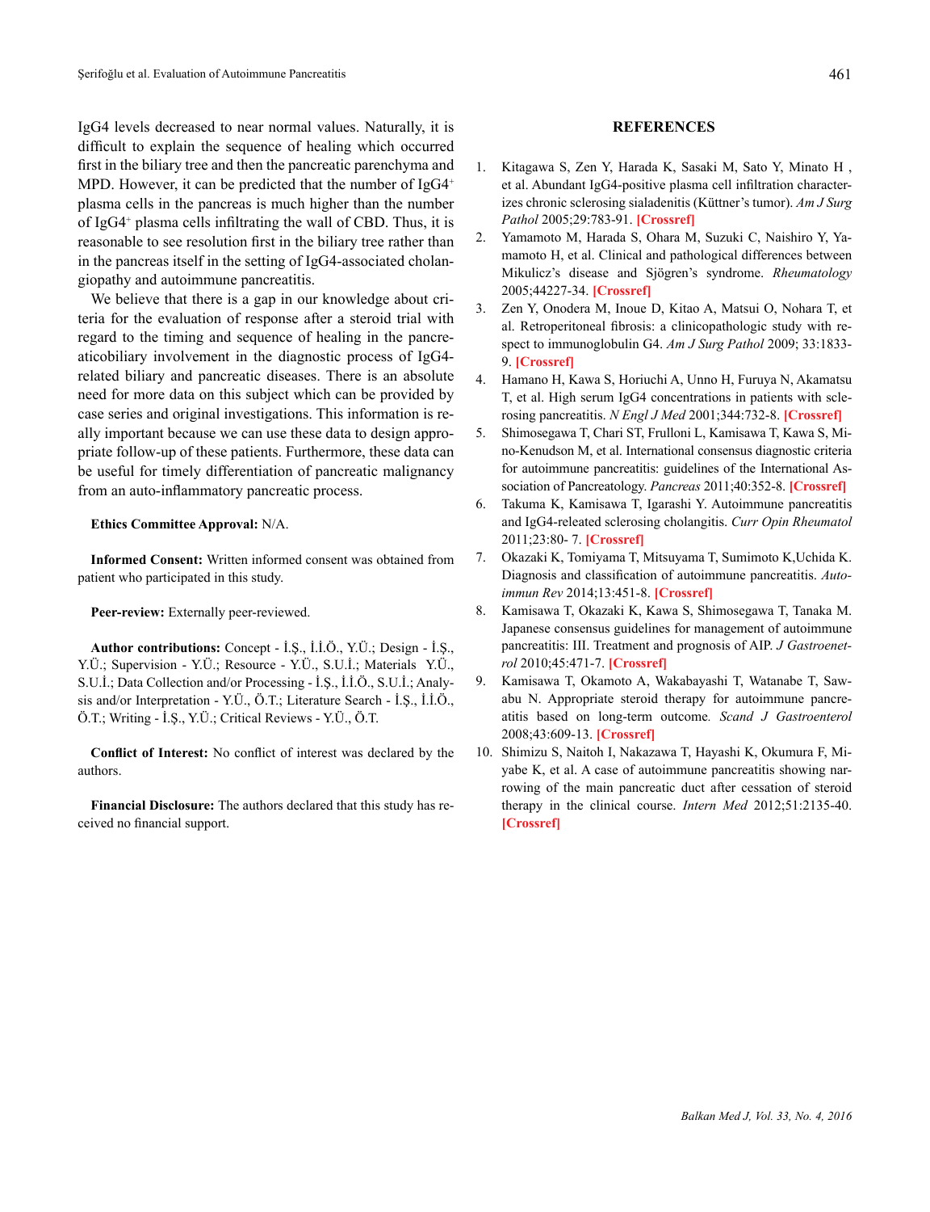IgG4 levels decreased to near normal values. Naturally, it is difficult to explain the sequence of healing which occurred first in the biliary tree and then the pancreatic parenchyma and MPD. However, it can be predicted that the number of IgG4$^+$ plasma cells in the pancreas is much higher than the number of IgG4$^+$ plasma cells infiltrating the wall of CBD. Thus, it is reasonable to see resolution first in the biliary tree rather than in the pancreas itself in the setting of IgG4-associated cholangiopathy and autoimmune pancreatitis.

We believe that there is a gap in our knowledge about criteria for the evaluation of response after a steroid trial with regard to the timing and sequence of healing in the pancreaticobiliary involvement in the diagnostic process of IgG4-related biliary and pancreatic diseases. There is an absolute need for more data on this subject which can be provided by case series and original investigations. This information is really important because we can use these data to design appropriate follow-up of these patients. Furthermore, these data can be useful for timely differentiation of pancreatic malignancy from an auto-inflammatory pancreatic process.

**Ethics Committee Approval:** N/A.

**Informed Consent:** Written informed consent was obtained from patient who participated in this study.

**Peer-review:** Externally peer-reviewed.

**Author contributions:** Concept - İ.Ş., İ.İ.Ö., Y.Ü.; Design - İ.Ş., Y.Ü.; Supervision - Y.Ü.; Resource - Y.Ü., S.U.İ.; Materials Y.Ü., S.U.İ.; Data Collection and/or Processing - İ.Ş., İ.İ.Ö., S.U.İ.; Analysis and/or Interpretation - Y.Ü., Ö.T.; Literature Search - İ.Ş., İ.İ.Ö., Ö.T.; Writing - İ.Ş., Y.Ü.; Critical Reviews - Y.Ü., Ö.T.

**Conflict of Interest:** No conflict of interest was declared by the authors.

**Financial Disclosure:** The authors declared that this study has received no financial support.

## REFERENCES

1. Kitagawa S, Zen Y, Harada K, Sasaki M, Sato Y, Minato H , et al. Abundant IgG4-positive plasma cell infiltration characterizes chronic sclerosing sialadenitis (Küttner's tumor). *Am J Surg Pathol* 2005;29:783-91. **[Crossref]**
2. Yamamoto M, Harada S, Ohara M, Suzuki C, Naishiro Y, Yamamoto H, et al. Clinical and pathological differences between Mikulicz's disease and Sjögren's syndrome. *Rheumatology* 2005;44227-34. **[Crossref]**
3. Zen Y, Onodera M, Inoue D, Kitao A, Matsui O, Nohara T, et al. Retroperitoneal fibrosis: a clinicopathologic study with respect to immunoglobulin G4. *Am J Surg Pathol* 2009; 33:1833-9. **[Crossref]**
4. Hamano H, Kawa S, Horiuchi A, Unno H, Furuya N, Akamatsu T, et al. High serum IgG4 concentrations in patients with sclerosing pancreatitis. *N Engl J Med* 2001;344:732-8. **[Crossref]**
5. Shimosegawa T, Chari ST, Frulloni L, Kamisawa T, Kawa S, Mino-Kenudson M, et al. International consensus diagnostic criteria for autoimmune pancreatitis: guidelines of the International Association of Pancreatology. *Pancreas* 2011;40:352-8. **[Crossref]**
6. Takuma K, Kamisawa T, Igarashi Y. Autoimmune pancreatitis and IgG4-releated sclerosing cholangitis. *Curr Opin Rheumatol* 2011;23:80- 7. **[Crossref]**
7. Okazaki K, Tomiyama T, Mitsuyama T, Sumimoto K,Uchida K. Diagnosis and classification of autoimmune pancreatitis. *Autoimmun Rev* 2014;13:451-8. **[Crossref]**
8. Kamisawa T, Okazaki K, Kawa S, Shimosegawa T, Tanaka M. Japanese consensus guidelines for management of autoimmune pancreatitis: III. Treatment and prognosis of AIP. *J Gastroenterol* 2010;45:471-7. **[Crossref]**
9. Kamisawa T, Okamoto A, Wakabayashi T, Watanabe T, Sawabu N. Appropriate steroid therapy for autoimmune pancreatitis based on long-term outcome. *Scand J Gastroenterol* 2008;43:609-13. **[Crossref]**
10. Shimizu S, Naitoh I, Nakazawa T, Hayashi K, Okumura F, Miyabe K, et al. A case of autoimmune pancreatitis showing narrowing of the main pancreatic duct after cessation of steroid therapy in the clinical course. *Intern Med* 2012;51:2135-40. **[Crossref]**